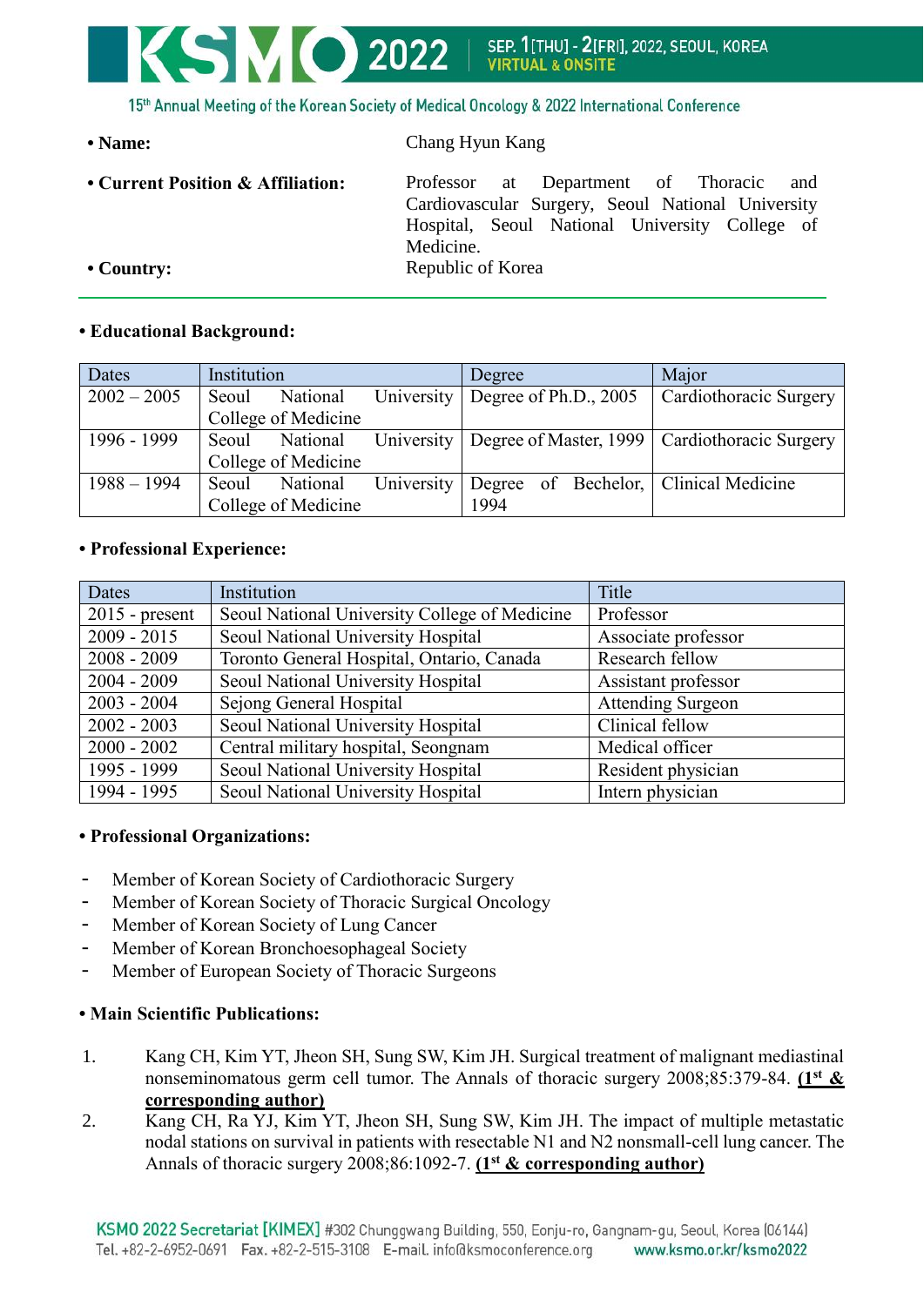15th Annual Meeting of the Korean Society of Medical Oncology & 2022 International Conference

- **Name:** Chang Hyun Kang
- **Current Position & Affiliation:** Professor at Department of Thoracic and Cardiovascular Surgery, Seoul National University Hospital, Seoul National University College of Medicine.
- **Country:** Republic of Korea

---

**• Educational Background:**

| Dates | Institution | Degree | Major |
|---|---|---|---|
| 2002 – 2005 | Seoul National University College of Medicine | Degree of Ph.D., 2005 | Cardiothoracic Surgery |
| 1996 - 1999 | Seoul National University College of Medicine | Degree of Master, 1999 | Cardiothoracic Surgery |
| 1988 – 1994 | Seoul National University College of Medicine | Degree of Bechelor, 1994 | Clinical Medicine |

**• Professional Experience:**

| Dates | Institution | Title |
|---|---|---|
| 2015 - present | Seoul National University College of Medicine | Professor |
| 2009 - 2015 | Seoul National University Hospital | Associate professor |
| 2008 - 2009 | Toronto General Hospital, Ontario, Canada | Research fellow |
| 2004 - 2009 | Seoul National University Hospital | Assistant professor |
| 2003 - 2004 | Sejong General Hospital | Attending Surgeon |
| 2002 - 2003 | Seoul National University Hospital | Clinical fellow |
| 2000 - 2002 | Central military hospital, Seongnam | Medical officer |
| 1995 - 1999 | Seoul National University Hospital | Resident physician |
| 1994 - 1995 | Seoul National University Hospital | Intern physician |

**• Professional Organizations:**

- Member of Korean Society of Cardiothoracic Surgery
- Member of Korean Society of Thoracic Surgical Oncology
- Member of Korean Society of Lung Cancer
- Member of Korean Bronchoesophageal Society
- Member of European Society of Thoracic Surgeons

**• Main Scientific Publications:**

1. Kang CH, Kim YT, Jheon SH, Sung SW, Kim JH. Surgical treatment of malignant mediastinal nonseminomatous germ cell tumor. The Annals of thoracic surgery 2008;85:379-84. **(1st & corresponding author)**
2. Kang CH, Ra YJ, Kim YT, Jheon SH, Sung SW, Kim JH. The impact of multiple metastatic nodal stations on survival in patients with resectable N1 and N2 nonsmall-cell lung cancer. The Annals of thoracic surgery 2008;86:1092-7. **(1st & corresponding author)**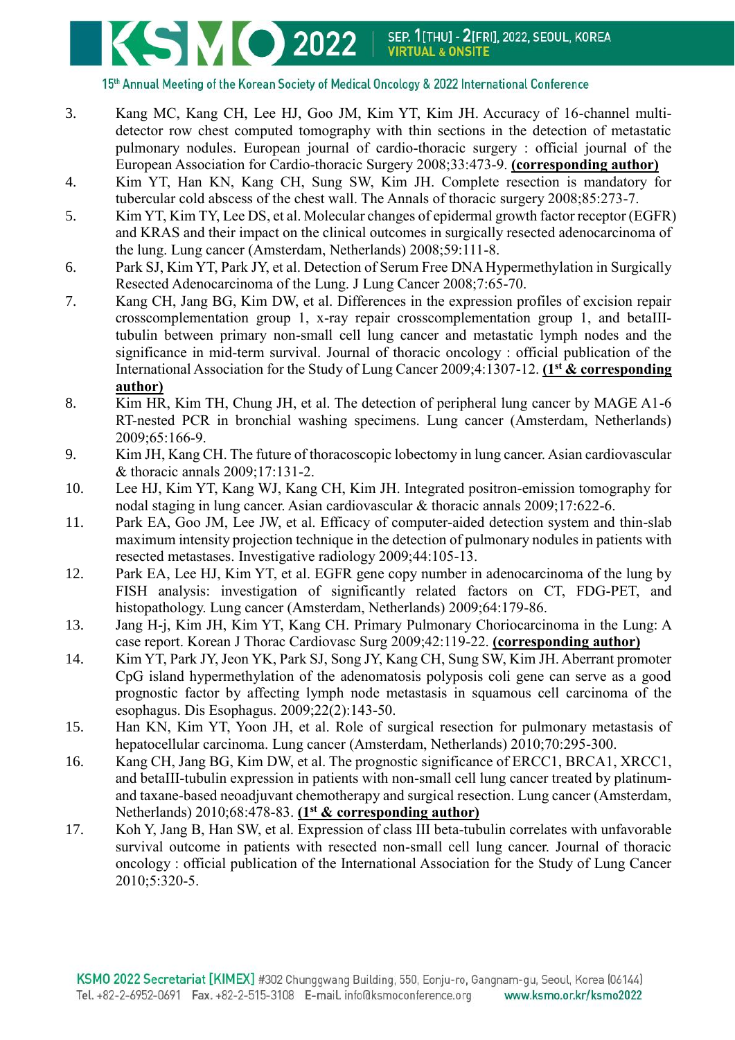3. Kang MC, Kang CH, Lee HJ, Goo JM, Kim YT, Kim JH. Accuracy of 16-channel multi-detector row chest computed tomography with thin sections in the detection of metastatic pulmonary nodules. European journal of cardio-thoracic surgery : official journal of the European Association for Cardio-thoracic Surgery 2008;33:473-9. **(corresponding author)**
4. Kim YT, Han KN, Kang CH, Sung SW, Kim JH. Complete resection is mandatory for tubercular cold abscess of the chest wall. The Annals of thoracic surgery 2008;85:273-7.
5. Kim YT, Kim TY, Lee DS, et al. Molecular changes of epidermal growth factor receptor (EGFR) and KRAS and their impact on the clinical outcomes in surgically resected adenocarcinoma of the lung. Lung cancer (Amsterdam, Netherlands) 2008;59:111-8.
6. Park SJ, Kim YT, Park JY, et al. Detection of Serum Free DNA Hypermethylation in Surgically Resected Adenocarcinoma of the Lung. J Lung Cancer 2008;7:65-70.
7. Kang CH, Jang BG, Kim DW, et al. Differences in the expression profiles of excision repair crosscomplementation group 1, x-ray repair crosscomplementation group 1, and betaIII-tubulin between primary non-small cell lung cancer and metastatic lymph nodes and the significance in mid-term survival. Journal of thoracic oncology : official publication of the International Association for the Study of Lung Cancer 2009;4:1307-12. **(1st & corresponding author)**
8. Kim HR, Kim TH, Chung JH, et al. The detection of peripheral lung cancer by MAGE A1-6 RT-nested PCR in bronchial washing specimens. Lung cancer (Amsterdam, Netherlands) 2009;65:166-9.
9. Kim JH, Kang CH. The future of thoracoscopic lobectomy in lung cancer. Asian cardiovascular & thoracic annals 2009;17:131-2.
10. Lee HJ, Kim YT, Kang WJ, Kang CH, Kim JH. Integrated positron-emission tomography for nodal staging in lung cancer. Asian cardiovascular & thoracic annals 2009;17:622-6.
11. Park EA, Goo JM, Lee JW, et al. Efficacy of computer-aided detection system and thin-slab maximum intensity projection technique in the detection of pulmonary nodules in patients with resected metastases. Investigative radiology 2009;44:105-13.
12. Park EA, Lee HJ, Kim YT, et al. EGFR gene copy number in adenocarcinoma of the lung by FISH analysis: investigation of significantly related factors on CT, FDG-PET, and histopathology. Lung cancer (Amsterdam, Netherlands) 2009;64:179-86.
13. Jang H-j, Kim JH, Kim YT, Kang CH. Primary Pulmonary Choriocarcinoma in the Lung: A case report. Korean J Thorac Cardiovasc Surg 2009;42:119-22. **(corresponding author)**
14. Kim YT, Park JY, Jeon YK, Park SJ, Song JY, Kang CH, Sung SW, Kim JH. Aberrant promoter CpG island hypermethylation of the adenomatosis polyposis coli gene can serve as a good prognostic factor by affecting lymph node metastasis in squamous cell carcinoma of the esophagus. Dis Esophagus. 2009;22(2):143-50.
15. Han KN, Kim YT, Yoon JH, et al. Role of surgical resection for pulmonary metastasis of hepatocellular carcinoma. Lung cancer (Amsterdam, Netherlands) 2010;70:295-300.
16. Kang CH, Jang BG, Kim DW, et al. The prognostic significance of ERCC1, BRCA1, XRCC1, and betaIII-tubulin expression in patients with non-small cell lung cancer treated by platinum- and taxane-based neoadjuvant chemotherapy and surgical resection. Lung cancer (Amsterdam, Netherlands) 2010;68:478-83. **(1st & corresponding author)**
17. Koh Y, Jang B, Han SW, et al. Expression of class III beta-tubulin correlates with unfavorable survival outcome in patients with resected non-small cell lung cancer. Journal of thoracic oncology : official publication of the International Association for the Study of Lung Cancer 2010;5:320-5.